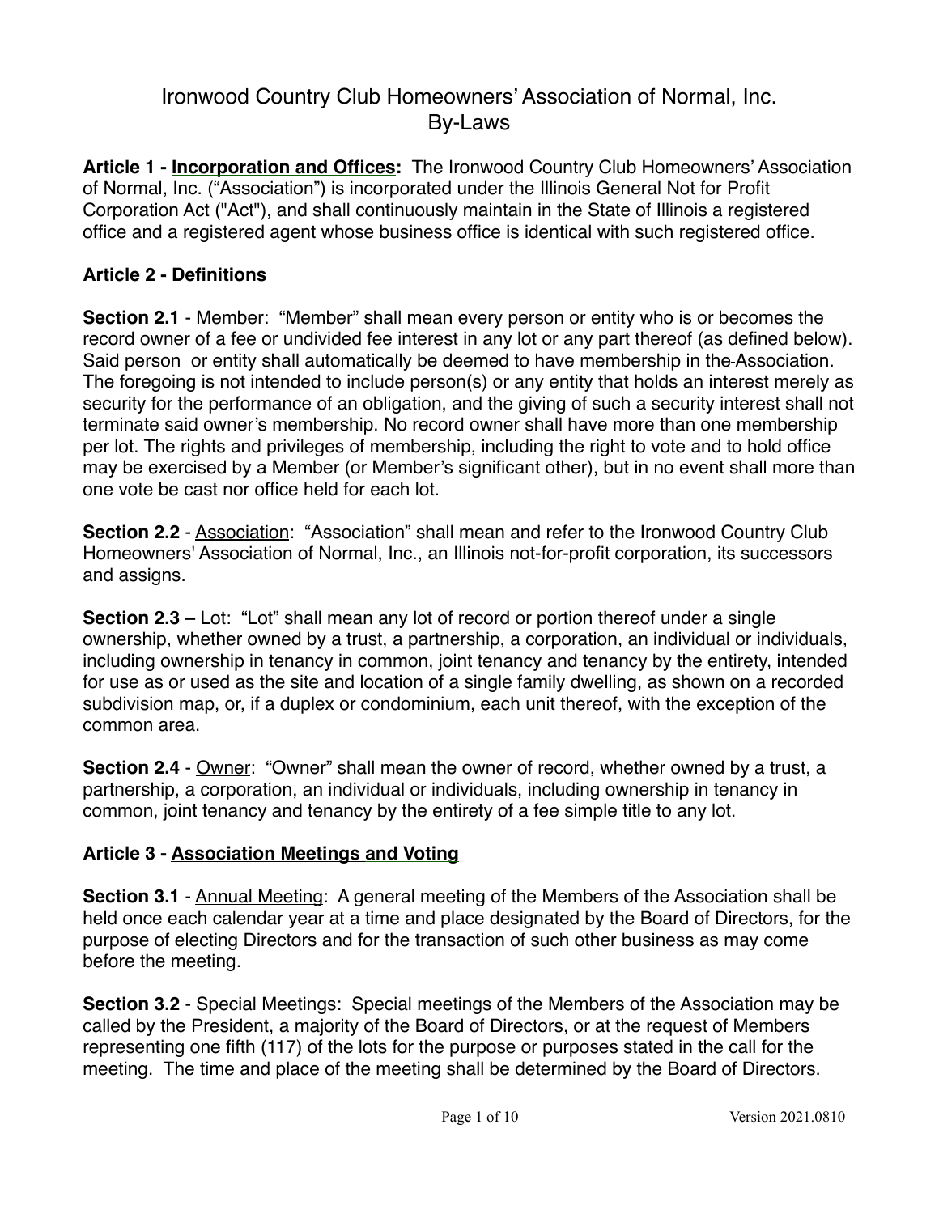# Ironwood Country Club Homeowners' Association of Normal, Inc.
# By-Laws

**Article 1 - <u>Incorporation and Offices</u>:** The Ironwood Country Club Homeowners' Association of Normal, Inc. ("Association") is incorporated under the Illinois General Not for Profit Corporation Act ("Act"), and shall continuously maintain in the State of Illinois a registered office and a registered agent whose business office is identical with such registered office.

## Article 2 - <u>Definitions</u>

**Section 2.1** - <u>Member</u>: "Member" shall mean every person or entity who is or becomes the record owner of a fee or undivided fee interest in any lot or any part thereof (as defined below). Said person or entity shall automatically be deemed to have membership in the Association. The foregoing is not intended to include person(s) or any entity that holds an interest merely as security for the performance of an obligation, and the giving of such a security interest shall not terminate said owner's membership. No record owner shall have more than one membership per lot. The rights and privileges of membership, including the right to vote and to hold office may be exercised by a Member (or Member's significant other), but in no event shall more than one vote be cast nor office held for each lot.

**Section 2.2** - <u>Association</u>: "Association" shall mean and refer to the Ironwood Country Club Homeowners' Association of Normal, Inc., an Illinois not-for-profit corporation, its successors and assigns.

**Section 2.3 –** <u>Lot</u>: "Lot" shall mean any lot of record or portion thereof under a single ownership, whether owned by a trust, a partnership, a corporation, an individual or individuals, including ownership in tenancy in common, joint tenancy and tenancy by the entirety, intended for use as or used as the site and location of a single family dwelling, as shown on a recorded subdivision map, or, if a duplex or condominium, each unit thereof, with the exception of the common area.

**Section 2.4** - <u>Owner</u>: "Owner" shall mean the owner of record, whether owned by a trust, a partnership, a corporation, an individual or individuals, including ownership in tenancy in common, joint tenancy and tenancy by the entirety of a fee simple title to any lot.

## Article 3 - <u>Association Meetings and Voting</u>

**Section 3.1** - <u>Annual Meeting</u>: A general meeting of the Members of the Association shall be held once each calendar year at a time and place designated by the Board of Directors, for the purpose of electing Directors and for the transaction of such other business as may come before the meeting.

**Section 3.2** - <u>Special Meetings</u>: Special meetings of the Members of the Association may be called by the President, a majority of the Board of Directors, or at the request of Members representing one fifth (117) of the lots for the purpose or purposes stated in the call for the meeting. The time and place of the meeting shall be determined by the Board of Directors.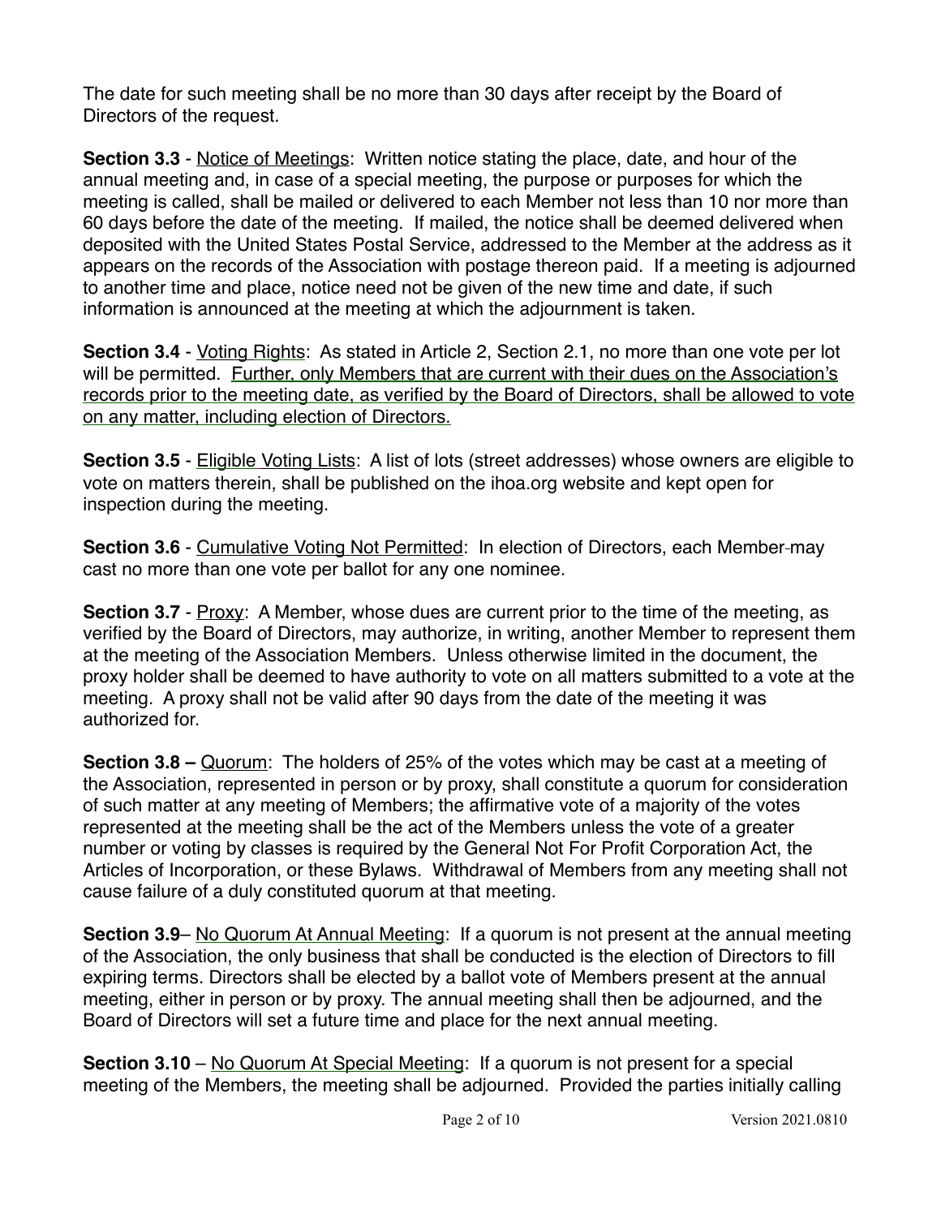The date for such meeting shall be no more than 30 days after receipt by the Board of Directors of the request.

**Section 3.3** - Notice of Meetings: Written notice stating the place, date, and hour of the annual meeting and, in case of a special meeting, the purpose or purposes for which the meeting is called, shall be mailed or delivered to each Member not less than 10 nor more than 60 days before the date of the meeting. If mailed, the notice shall be deemed delivered when deposited with the United States Postal Service, addressed to the Member at the address as it appears on the records of the Association with postage thereon paid. If a meeting is adjourned to another time and place, notice need not be given of the new time and date, if such information is announced at the meeting at which the adjournment is taken.

**Section 3.4** - Voting Rights: As stated in Article 2, Section 2.1, no more than one vote per lot will be permitted. Further, only Members that are current with their dues on the Association's records prior to the meeting date, as verified by the Board of Directors, shall be allowed to vote on any matter, including election of Directors.

**Section 3.5** - Eligible Voting Lists: A list of lots (street addresses) whose owners are eligible to vote on matters therein, shall be published on the ihoa.org website and kept open for inspection during the meeting.

**Section 3.6** - Cumulative Voting Not Permitted: In election of Directors, each Member may cast no more than one vote per ballot for any one nominee.

**Section 3.7** - Proxy: A Member, whose dues are current prior to the time of the meeting, as verified by the Board of Directors, may authorize, in writing, another Member to represent them at the meeting of the Association Members. Unless otherwise limited in the document, the proxy holder shall be deemed to have authority to vote on all matters submitted to a vote at the meeting. A proxy shall not be valid after 90 days from the date of the meeting it was authorized for.

**Section 3.8 –** Quorum: The holders of 25% of the votes which may be cast at a meeting of the Association, represented in person or by proxy, shall constitute a quorum for consideration of such matter at any meeting of Members; the affirmative vote of a majority of the votes represented at the meeting shall be the act of the Members unless the vote of a greater number or voting by classes is required by the General Not For Profit Corporation Act, the Articles of Incorporation, or these Bylaws. Withdrawal of Members from any meeting shall not cause failure of a duly constituted quorum at that meeting.

**Section 3.9**– No Quorum At Annual Meeting: If a quorum is not present at the annual meeting of the Association, the only business that shall be conducted is the election of Directors to fill expiring terms. Directors shall be elected by a ballot vote of Members present at the annual meeting, either in person or by proxy. The annual meeting shall then be adjourned, and the Board of Directors will set a future time and place for the next annual meeting.

**Section 3.10** – No Quorum At Special Meeting: If a quorum is not present for a special meeting of the Members, the meeting shall be adjourned. Provided the parties initially calling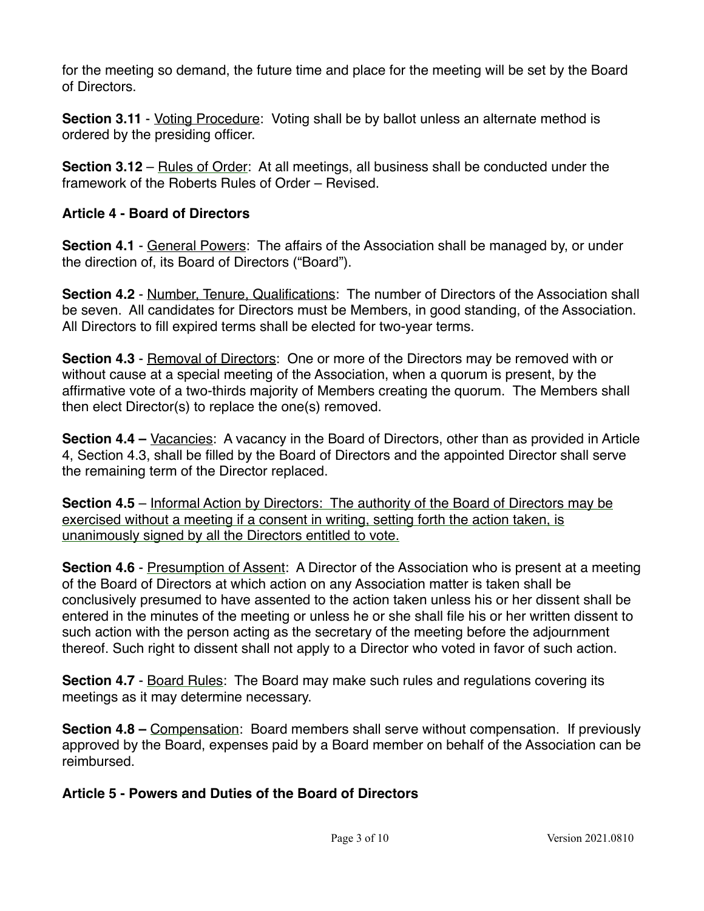for the meeting so demand, the future time and place for the meeting will be set by the Board of Directors.

**Section 3.11** - Voting Procedure: Voting shall be by ballot unless an alternate method is ordered by the presiding officer.

**Section 3.12** – Rules of Order: At all meetings, all business shall be conducted under the framework of the Roberts Rules of Order – Revised.

## Article 4 - Board of Directors

**Section 4.1** - General Powers: The affairs of the Association shall be managed by, or under the direction of, its Board of Directors ("Board").

**Section 4.2** - Number, Tenure, Qualifications: The number of Directors of the Association shall be seven. All candidates for Directors must be Members, in good standing, of the Association. All Directors to fill expired terms shall be elected for two-year terms.

**Section 4.3** - Removal of Directors: One or more of the Directors may be removed with or without cause at a special meeting of the Association, when a quorum is present, by the affirmative vote of a two-thirds majority of Members creating the quorum. The Members shall then elect Director(s) to replace the one(s) removed.

**Section 4.4 –** Vacancies: A vacancy in the Board of Directors, other than as provided in Article 4, Section 4.3, shall be filled by the Board of Directors and the appointed Director shall serve the remaining term of the Director replaced.

**Section 4.5** – Informal Action by Directors: The authority of the Board of Directors may be exercised without a meeting if a consent in writing, setting forth the action taken, is unanimously signed by all the Directors entitled to vote.

**Section 4.6** - Presumption of Assent: A Director of the Association who is present at a meeting of the Board of Directors at which action on any Association matter is taken shall be conclusively presumed to have assented to the action taken unless his or her dissent shall be entered in the minutes of the meeting or unless he or she shall file his or her written dissent to such action with the person acting as the secretary of the meeting before the adjournment thereof. Such right to dissent shall not apply to a Director who voted in favor of such action.

**Section 4.7** - Board Rules: The Board may make such rules and regulations covering its meetings as it may determine necessary.

**Section 4.8 –** Compensation: Board members shall serve without compensation. If previously approved by the Board, expenses paid by a Board member on behalf of the Association can be reimbursed.

## Article 5 - Powers and Duties of the Board of Directors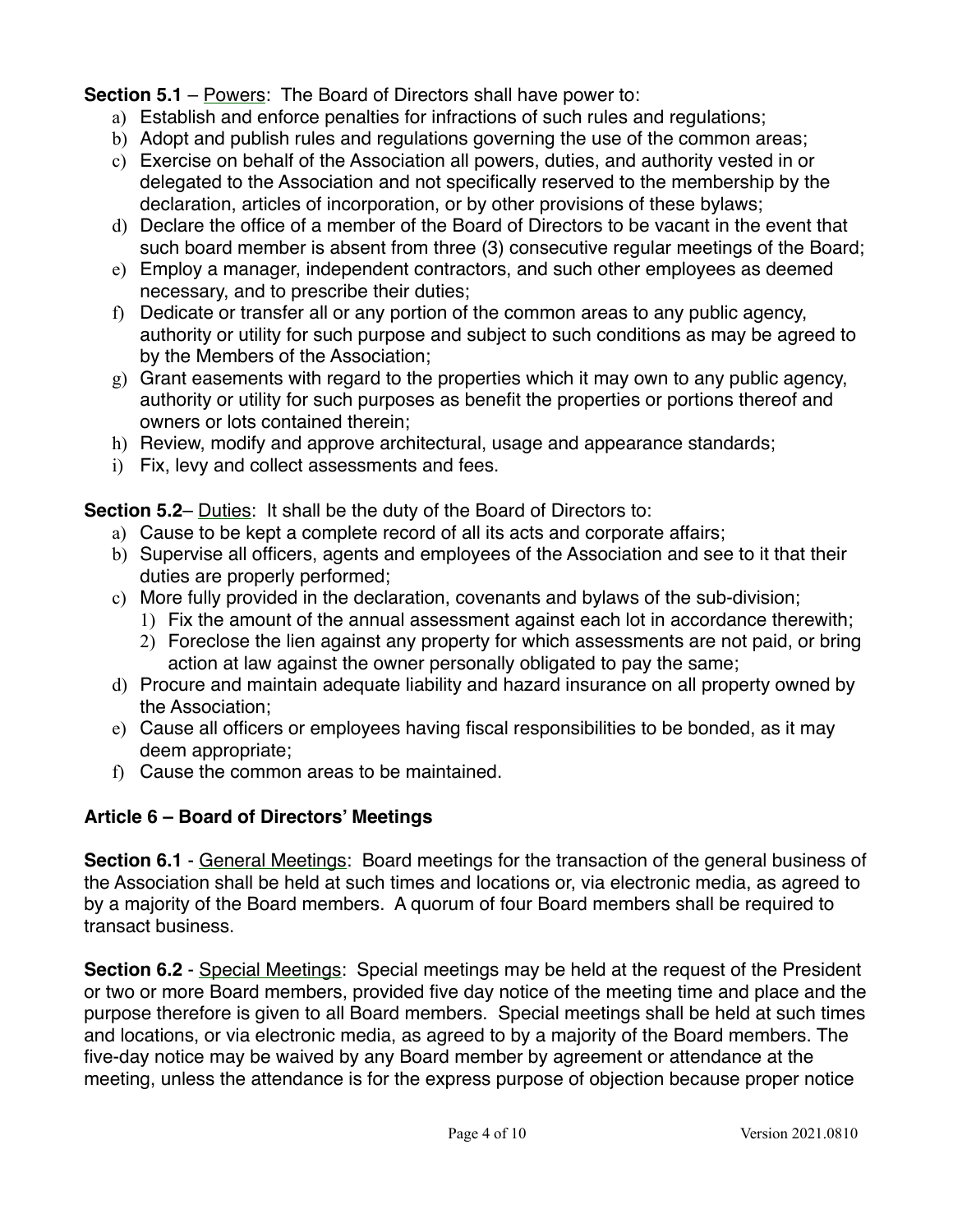**Section 5.1** – Powers: The Board of Directors shall have power to:

a) Establish and enforce penalties for infractions of such rules and regulations;
b) Adopt and publish rules and regulations governing the use of the common areas;
c) Exercise on behalf of the Association all powers, duties, and authority vested in or delegated to the Association and not specifically reserved to the membership by the declaration, articles of incorporation, or by other provisions of these bylaws;
d) Declare the office of a member of the Board of Directors to be vacant in the event that such board member is absent from three (3) consecutive regular meetings of the Board;
e) Employ a manager, independent contractors, and such other employees as deemed necessary, and to prescribe their duties;
f) Dedicate or transfer all or any portion of the common areas to any public agency, authority or utility for such purpose and subject to such conditions as may be agreed to by the Members of the Association;
g) Grant easements with regard to the properties which it may own to any public agency, authority or utility for such purposes as benefit the properties or portions thereof and owners or lots contained therein;
h) Review, modify and approve architectural, usage and appearance standards;
i) Fix, levy and collect assessments and fees.

**Section 5.2**– Duties: It shall be the duty of the Board of Directors to:

a) Cause to be kept a complete record of all its acts and corporate affairs;
b) Supervise all officers, agents and employees of the Association and see to it that their duties are properly performed;
c) More fully provided in the declaration, covenants and bylaws of the sub-division;
   1) Fix the amount of the annual assessment against each lot in accordance therewith;
   2) Foreclose the lien against any property for which assessments are not paid, or bring action at law against the owner personally obligated to pay the same;
d) Procure and maintain adequate liability and hazard insurance on all property owned by the Association;
e) Cause all officers or employees having fiscal responsibilities to be bonded, as it may deem appropriate;
f) Cause the common areas to be maintained.

## Article 6 – Board of Directors' Meetings

**Section 6.1** - General Meetings: Board meetings for the transaction of the general business of the Association shall be held at such times and locations or, via electronic media, as agreed to by a majority of the Board members. A quorum of four Board members shall be required to transact business.

**Section 6.2** - Special Meetings: Special meetings may be held at the request of the President or two or more Board members, provided five day notice of the meeting time and place and the purpose therefore is given to all Board members. Special meetings shall be held at such times and locations, or via electronic media, as agreed to by a majority of the Board members. The five-day notice may be waived by any Board member by agreement or attendance at the meeting, unless the attendance is for the express purpose of objection because proper notice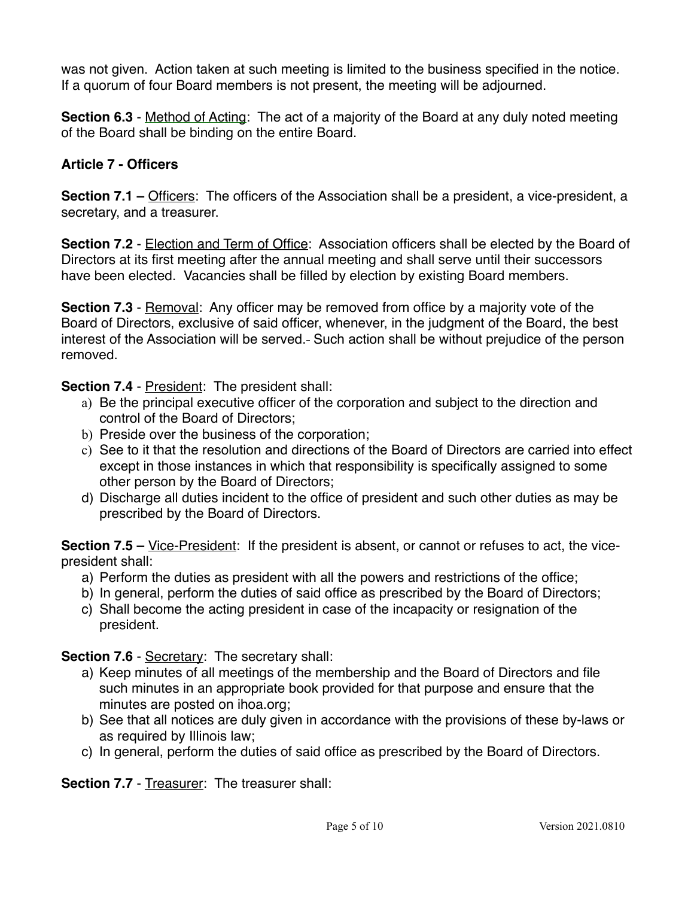was not given. Action taken at such meeting is limited to the business specified in the notice. If a quorum of four Board members is not present, the meeting will be adjourned.

**Section 6.3** - Method of Acting: The act of a majority of the Board at any duly noted meeting of the Board shall be binding on the entire Board.

**Article 7 - Officers**

**Section 7.1 –** Officers: The officers of the Association shall be a president, a vice-president, a secretary, and a treasurer.

**Section 7.2** - Election and Term of Office: Association officers shall be elected by the Board of Directors at its first meeting after the annual meeting and shall serve until their successors have been elected. Vacancies shall be filled by election by existing Board members.

**Section 7.3** - Removal: Any officer may be removed from office by a majority vote of the Board of Directors, exclusive of said officer, whenever, in the judgment of the Board, the best interest of the Association will be served. Such action shall be without prejudice of the person removed.

**Section 7.4** - President: The president shall:

a) Be the principal executive officer of the corporation and subject to the direction and control of the Board of Directors;
b) Preside over the business of the corporation;
c) See to it that the resolution and directions of the Board of Directors are carried into effect except in those instances in which that responsibility is specifically assigned to some other person by the Board of Directors;
d) Discharge all duties incident to the office of president and such other duties as may be prescribed by the Board of Directors.

**Section 7.5 –** Vice-President: If the president is absent, or cannot or refuses to act, the vice-president shall:

a) Perform the duties as president with all the powers and restrictions of the office;
b) In general, perform the duties of said office as prescribed by the Board of Directors;
c) Shall become the acting president in case of the incapacity or resignation of the president.

**Section 7.6** - Secretary: The secretary shall:

a) Keep minutes of all meetings of the membership and the Board of Directors and file such minutes in an appropriate book provided for that purpose and ensure that the minutes are posted on ihoa.org;
b) See that all notices are duly given in accordance with the provisions of these by-laws or as required by Illinois law;
c) In general, perform the duties of said office as prescribed by the Board of Directors.

**Section 7.7** - Treasurer: The treasurer shall: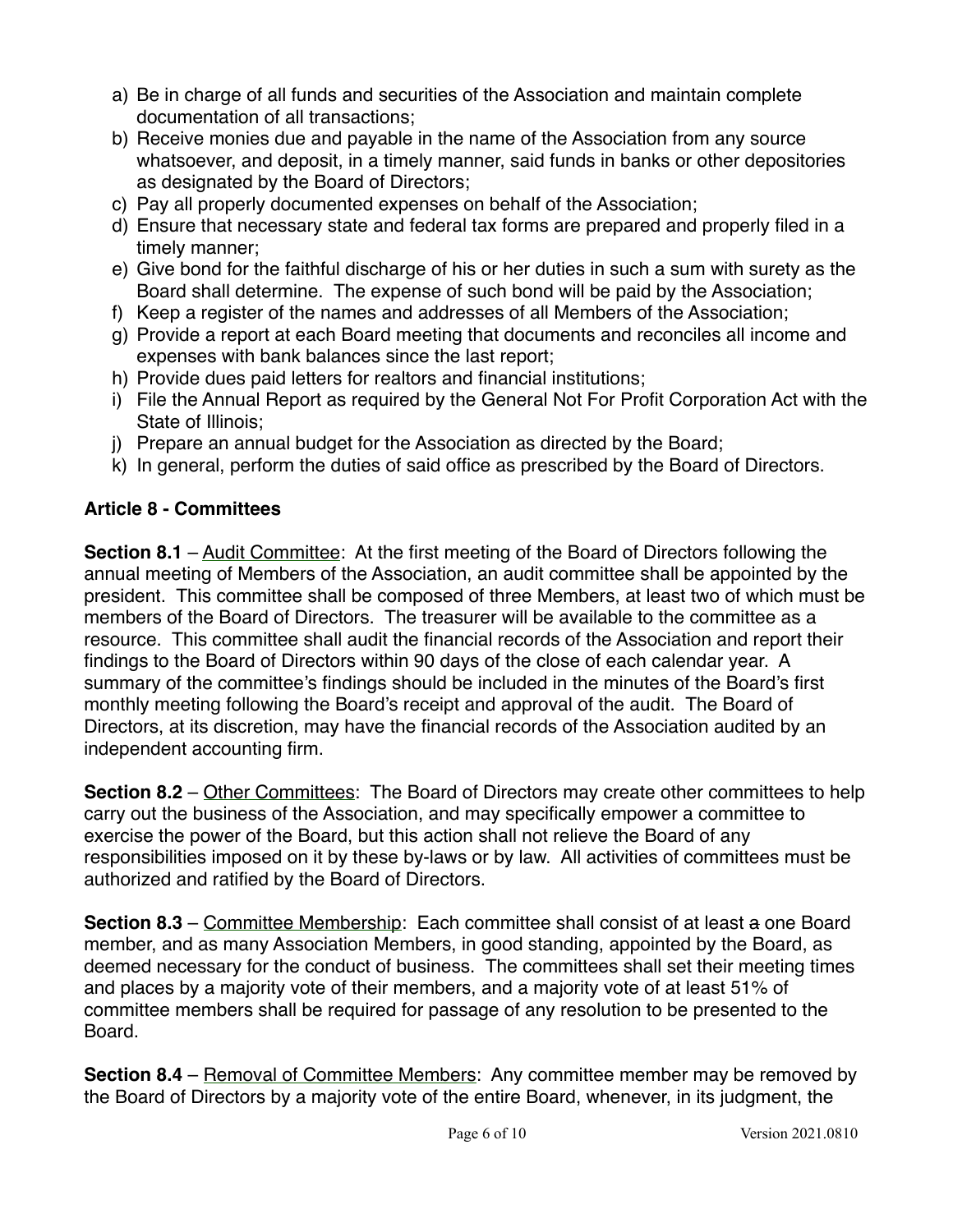a) Be in charge of all funds and securities of the Association and maintain complete documentation of all transactions;
b) Receive monies due and payable in the name of the Association from any source whatsoever, and deposit, in a timely manner, said funds in banks or other depositories as designated by the Board of Directors;
c) Pay all properly documented expenses on behalf of the Association;
d) Ensure that necessary state and federal tax forms are prepared and properly filed in a timely manner;
e) Give bond for the faithful discharge of his or her duties in such a sum with surety as the Board shall determine. The expense of such bond will be paid by the Association;
f) Keep a register of the names and addresses of all Members of the Association;
g) Provide a report at each Board meeting that documents and reconciles all income and expenses with bank balances since the last report;
h) Provide dues paid letters for realtors and financial institutions;
i) File the Annual Report as required by the General Not For Profit Corporation Act with the State of Illinois;
j) Prepare an annual budget for the Association as directed by the Board;
k) In general, perform the duties of said office as prescribed by the Board of Directors.

## Article 8 - Committees

**Section 8.1** – Audit Committee: At the first meeting of the Board of Directors following the annual meeting of Members of the Association, an audit committee shall be appointed by the president. This committee shall be composed of three Members, at least two of which must be members of the Board of Directors. The treasurer will be available to the committee as a resource. This committee shall audit the financial records of the Association and report their findings to the Board of Directors within 90 days of the close of each calendar year. A summary of the committee's findings should be included in the minutes of the Board's first monthly meeting following the Board's receipt and approval of the audit. The Board of Directors, at its discretion, may have the financial records of the Association audited by an independent accounting firm.

**Section 8.2** – Other Committees: The Board of Directors may create other committees to help carry out the business of the Association, and may specifically empower a committee to exercise the power of the Board, but this action shall not relieve the Board of any responsibilities imposed on it by these by-laws or by law. All activities of committees must be authorized and ratified by the Board of Directors.

**Section 8.3** – Committee Membership: Each committee shall consist of at least ~~a~~ one Board member, and as many Association Members, in good standing, appointed by the Board, as deemed necessary for the conduct of business. The committees shall set their meeting times and places by a majority vote of their members, and a majority vote of at least 51% of committee members shall be required for passage of any resolution to be presented to the Board.

**Section 8.4** – Removal of Committee Members: Any committee member may be removed by the Board of Directors by a majority vote of the entire Board, whenever, in its judgment, the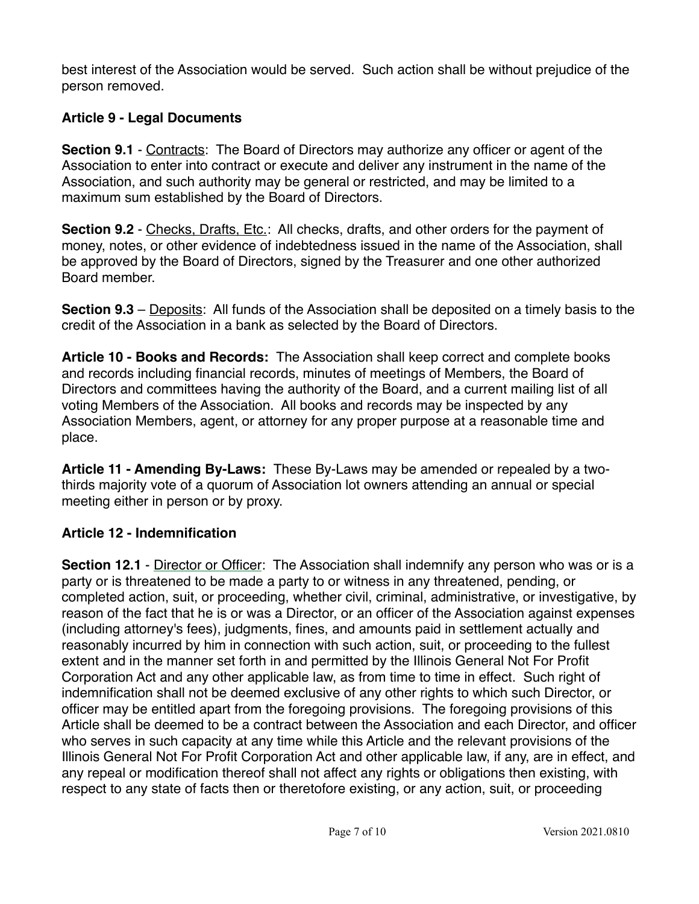best interest of the Association would be served. Such action shall be without prejudice of the person removed.

**Article 9 - Legal Documents**

**Section 9.1** - Contracts: The Board of Directors may authorize any officer or agent of the Association to enter into contract or execute and deliver any instrument in the name of the Association, and such authority may be general or restricted, and may be limited to a maximum sum established by the Board of Directors.

**Section 9.2** - Checks, Drafts, Etc.: All checks, drafts, and other orders for the payment of money, notes, or other evidence of indebtedness issued in the name of the Association, shall be approved by the Board of Directors, signed by the Treasurer and one other authorized Board member.

**Section 9.3** – Deposits: All funds of the Association shall be deposited on a timely basis to the credit of the Association in a bank as selected by the Board of Directors.

**Article 10 - Books and Records:** The Association shall keep correct and complete books and records including financial records, minutes of meetings of Members, the Board of Directors and committees having the authority of the Board, and a current mailing list of all voting Members of the Association. All books and records may be inspected by any Association Members, agent, or attorney for any proper purpose at a reasonable time and place.

**Article 11 - Amending By-Laws:** These By-Laws may be amended or repealed by a two-thirds majority vote of a quorum of Association lot owners attending an annual or special meeting either in person or by proxy.

**Article 12 - Indemnification**

**Section 12.1** - Director or Officer: The Association shall indemnify any person who was or is a party or is threatened to be made a party to or witness in any threatened, pending, or completed action, suit, or proceeding, whether civil, criminal, administrative, or investigative, by reason of the fact that he is or was a Director, or an officer of the Association against expenses (including attorney's fees), judgments, fines, and amounts paid in settlement actually and reasonably incurred by him in connection with such action, suit, or proceeding to the fullest extent and in the manner set forth in and permitted by the Illinois General Not For Profit Corporation Act and any other applicable law, as from time to time in effect. Such right of indemnification shall not be deemed exclusive of any other rights to which such Director, or officer may be entitled apart from the foregoing provisions. The foregoing provisions of this Article shall be deemed to be a contract between the Association and each Director, and officer who serves in such capacity at any time while this Article and the relevant provisions of the Illinois General Not For Profit Corporation Act and other applicable law, if any, are in effect, and any repeal or modification thereof shall not affect any rights or obligations then existing, with respect to any state of facts then or theretofore existing, or any action, suit, or proceeding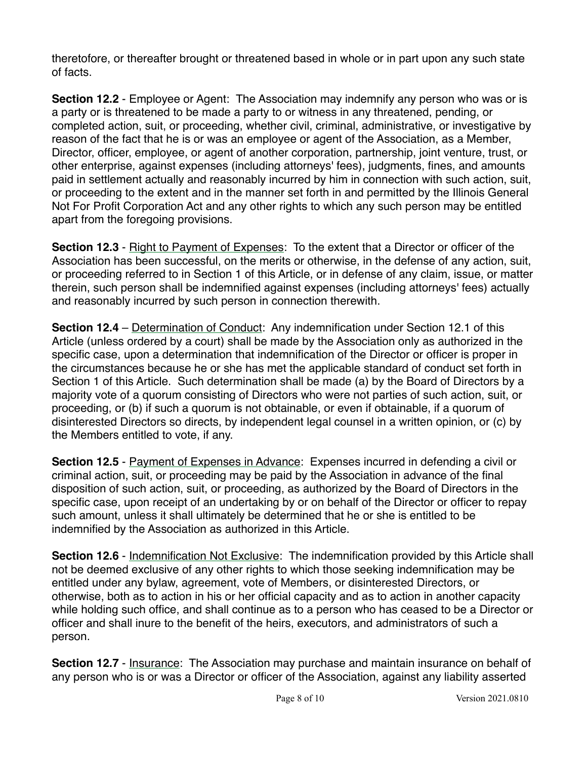theretofore, or thereafter brought or threatened based in whole or in part upon any such state of facts.

**Section 12.2** - Employee or Agent: The Association may indemnify any person who was or is a party or is threatened to be made a party to or witness in any threatened, pending, or completed action, suit, or proceeding, whether civil, criminal, administrative, or investigative by reason of the fact that he is or was an employee or agent of the Association, as a Member, Director, officer, employee, or agent of another corporation, partnership, joint venture, trust, or other enterprise, against expenses (including attorneys' fees), judgments, fines, and amounts paid in settlement actually and reasonably incurred by him in connection with such action, suit, or proceeding to the extent and in the manner set forth in and permitted by the Illinois General Not For Profit Corporation Act and any other rights to which any such person may be entitled apart from the foregoing provisions.

**Section 12.3** - Right to Payment of Expenses: To the extent that a Director or officer of the Association has been successful, on the merits or otherwise, in the defense of any action, suit, or proceeding referred to in Section 1 of this Article, or in defense of any claim, issue, or matter therein, such person shall be indemnified against expenses (including attorneys' fees) actually and reasonably incurred by such person in connection therewith.

**Section 12.4** – Determination of Conduct: Any indemnification under Section 12.1 of this Article (unless ordered by a court) shall be made by the Association only as authorized in the specific case, upon a determination that indemnification of the Director or officer is proper in the circumstances because he or she has met the applicable standard of conduct set forth in Section 1 of this Article. Such determination shall be made (a) by the Board of Directors by a majority vote of a quorum consisting of Directors who were not parties of such action, suit, or proceeding, or (b) if such a quorum is not obtainable, or even if obtainable, if a quorum of disinterested Directors so directs, by independent legal counsel in a written opinion, or (c) by the Members entitled to vote, if any.

**Section 12.5** - Payment of Expenses in Advance: Expenses incurred in defending a civil or criminal action, suit, or proceeding may be paid by the Association in advance of the final disposition of such action, suit, or proceeding, as authorized by the Board of Directors in the specific case, upon receipt of an undertaking by or on behalf of the Director or officer to repay such amount, unless it shall ultimately be determined that he or she is entitled to be indemnified by the Association as authorized in this Article.

**Section 12.6** - Indemnification Not Exclusive: The indemnification provided by this Article shall not be deemed exclusive of any other rights to which those seeking indemnification may be entitled under any bylaw, agreement, vote of Members, or disinterested Directors, or otherwise, both as to action in his or her official capacity and as to action in another capacity while holding such office, and shall continue as to a person who has ceased to be a Director or officer and shall inure to the benefit of the heirs, executors, and administrators of such a person.

**Section 12.7** - Insurance: The Association may purchase and maintain insurance on behalf of any person who is or was a Director or officer of the Association, against any liability asserted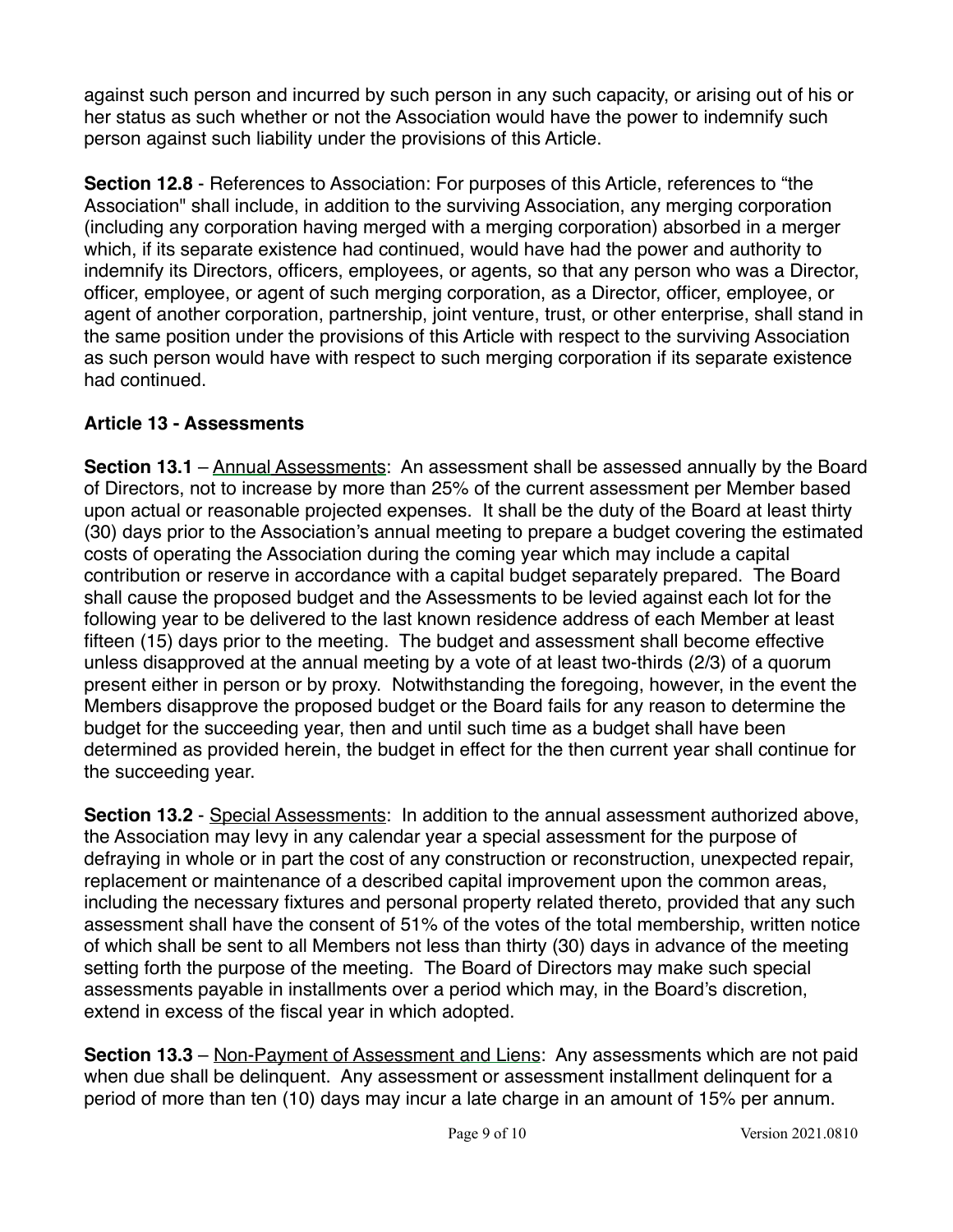against such person and incurred by such person in any such capacity, or arising out of his or her status as such whether or not the Association would have the power to indemnify such person against such liability under the provisions of this Article.

**Section 12.8** - References to Association: For purposes of this Article, references to "the Association" shall include, in addition to the surviving Association, any merging corporation (including any corporation having merged with a merging corporation) absorbed in a merger which, if its separate existence had continued, would have had the power and authority to indemnify its Directors, officers, employees, or agents, so that any person who was a Director, officer, employee, or agent of such merging corporation, as a Director, officer, employee, or agent of another corporation, partnership, joint venture, trust, or other enterprise, shall stand in the same position under the provisions of this Article with respect to the surviving Association as such person would have with respect to such merging corporation if its separate existence had continued.

## Article 13 - Assessments

**Section 13.1** – Annual Assessments: An assessment shall be assessed annually by the Board of Directors, not to increase by more than 25% of the current assessment per Member based upon actual or reasonable projected expenses. It shall be the duty of the Board at least thirty (30) days prior to the Association's annual meeting to prepare a budget covering the estimated costs of operating the Association during the coming year which may include a capital contribution or reserve in accordance with a capital budget separately prepared. The Board shall cause the proposed budget and the Assessments to be levied against each lot for the following year to be delivered to the last known residence address of each Member at least fifteen (15) days prior to the meeting. The budget and assessment shall become effective unless disapproved at the annual meeting by a vote of at least two-thirds (2/3) of a quorum present either in person or by proxy. Notwithstanding the foregoing, however, in the event the Members disapprove the proposed budget or the Board fails for any reason to determine the budget for the succeeding year, then and until such time as a budget shall have been determined as provided herein, the budget in effect for the then current year shall continue for the succeeding year.

**Section 13.2** - Special Assessments: In addition to the annual assessment authorized above, the Association may levy in any calendar year a special assessment for the purpose of defraying in whole or in part the cost of any construction or reconstruction, unexpected repair, replacement or maintenance of a described capital improvement upon the common areas, including the necessary fixtures and personal property related thereto, provided that any such assessment shall have the consent of 51% of the votes of the total membership, written notice of which shall be sent to all Members not less than thirty (30) days in advance of the meeting setting forth the purpose of the meeting. The Board of Directors may make such special assessments payable in installments over a period which may, in the Board's discretion, extend in excess of the fiscal year in which adopted.

**Section 13.3** – Non-Payment of Assessment and Liens: Any assessments which are not paid when due shall be delinquent. Any assessment or assessment installment delinquent for a period of more than ten (10) days may incur a late charge in an amount of 15% per annum.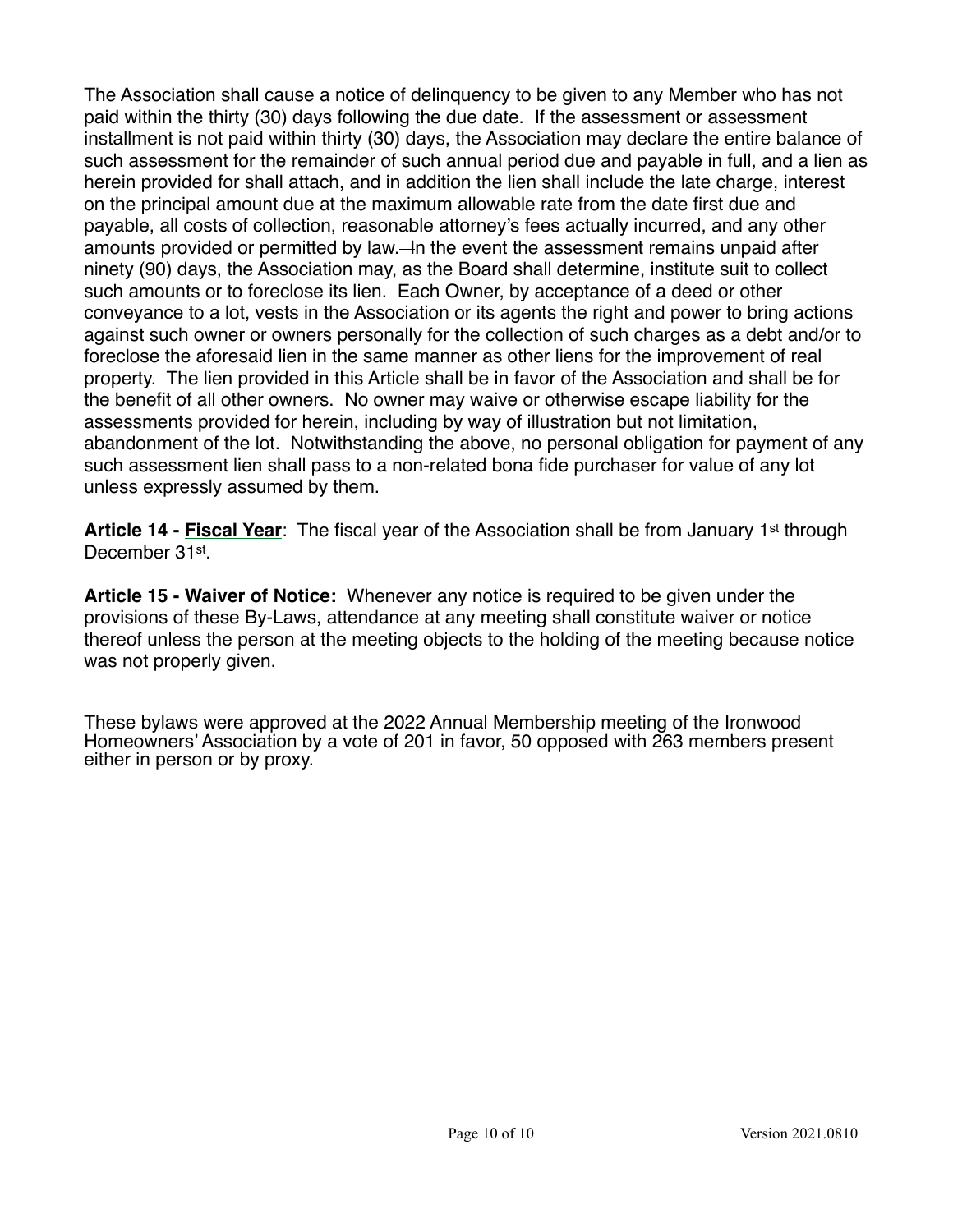The Association shall cause a notice of delinquency to be given to any Member who has not paid within the thirty (30) days following the due date. If the assessment or assessment installment is not paid within thirty (30) days, the Association may declare the entire balance of such assessment for the remainder of such annual period due and payable in full, and a lien as herein provided for shall attach, and in addition the lien shall include the late charge, interest on the principal amount due at the maximum allowable rate from the date first due and payable, all costs of collection, reasonable attorney's fees actually incurred, and any other amounts provided or permitted by law. In the event the assessment remains unpaid after ninety (90) days, the Association may, as the Board shall determine, institute suit to collect such amounts or to foreclose its lien. Each Owner, by acceptance of a deed or other conveyance to a lot, vests in the Association or its agents the right and power to bring actions against such owner or owners personally for the collection of such charges as a debt and/or to foreclose the aforesaid lien in the same manner as other liens for the improvement of real property. The lien provided in this Article shall be in favor of the Association and shall be for the benefit of all other owners. No owner may waive or otherwise escape liability for the assessments provided for herein, including by way of illustration but not limitation, abandonment of the lot. Notwithstanding the above, no personal obligation for payment of any such assessment lien shall pass to a non-related bona fide purchaser for value of any lot unless expressly assumed by them.

**Article 14 - Fiscal Year**: The fiscal year of the Association shall be from January 1st through December 31st.

**Article 15 - Waiver of Notice:** Whenever any notice is required to be given under the provisions of these By-Laws, attendance at any meeting shall constitute waiver or notice thereof unless the person at the meeting objects to the holding of the meeting because notice was not properly given.

These bylaws were approved at the 2022 Annual Membership meeting of the Ironwood Homeowners' Association by a vote of 201 in favor, 50 opposed with 263 members present either in person or by proxy.